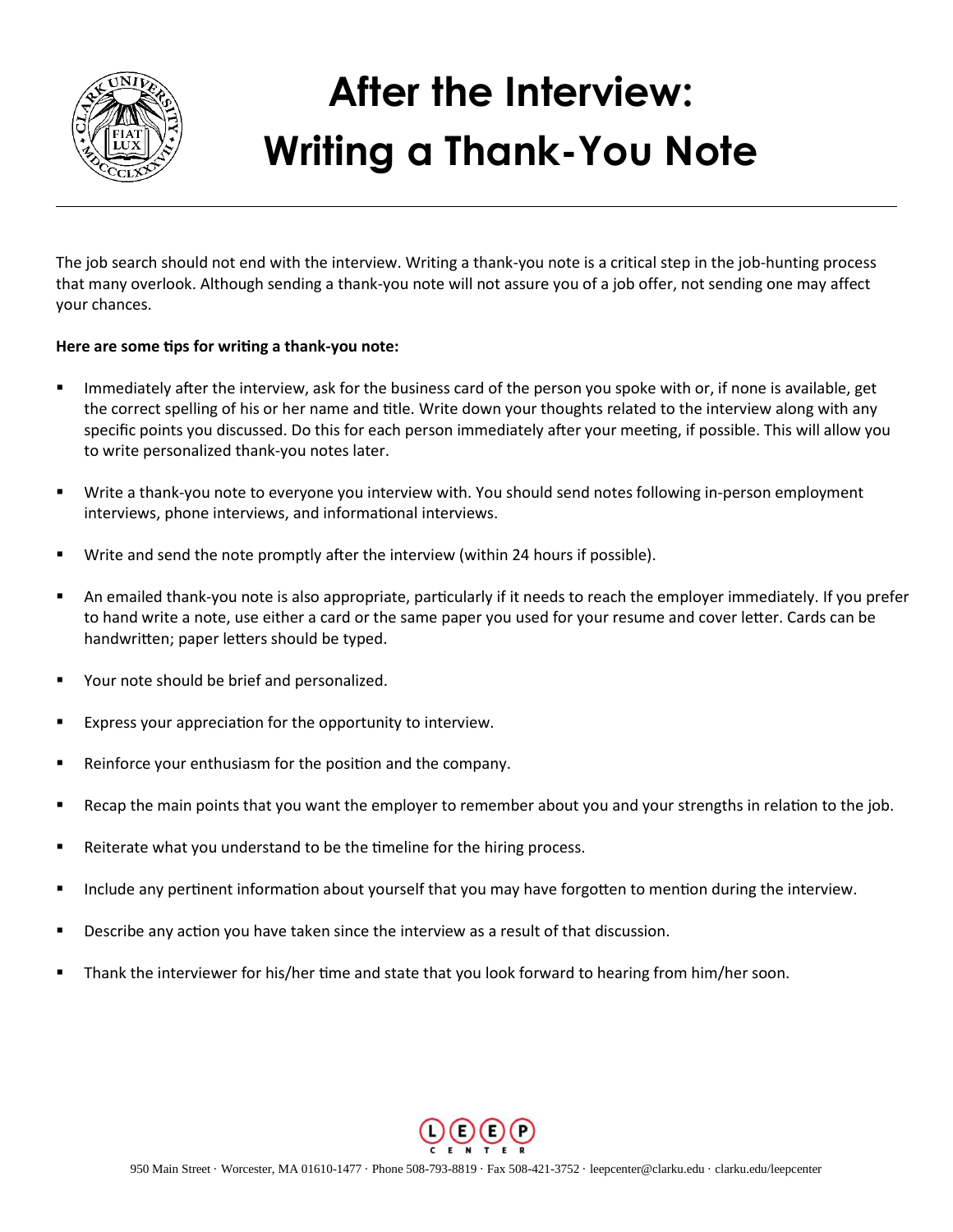# After the Interview: Writing a Thank-You Note

The job search should not end with the interview. Writing a thank-you note is a critical step in the job-hunting process that many overlook. Although sending a thank-you note will not assure you of a job offer, not sending one may affect your chances.

**Here are some tips for writing a thank-you note:**

- Immediately after the interview, ask for the business card of the person you spoke with or, if none is available, get the correct spelling of his or her name and title. Write down your thoughts related to the interview along with any specific points you discussed. Do this for each person immediately after your meeting, if possible. This will allow you to write personalized thank-you notes later.
- Write a thank-you note to everyone you interview with. You should send notes following in-person employment interviews, phone interviews, and informational interviews.
- Write and send the note promptly after the interview (within 24 hours if possible).
- An emailed thank-you note is also appropriate, particularly if it needs to reach the employer immediately. If you prefer to hand write a note, use either a card or the same paper you used for your resume and cover letter. Cards can be handwritten; paper letters should be typed.
- Your note should be brief and personalized.
- Express your appreciation for the opportunity to interview.
- Reinforce your enthusiasm for the position and the company.
- Recap the main points that you want the employer to remember about you and your strengths in relation to the job.
- Reiterate what you understand to be the timeline for the hiring process.
- Include any pertinent information about yourself that you may have forgotten to mention during the interview.
- Describe any action you have taken since the interview as a result of that discussion.
- Thank the interviewer for his/her time and state that you look forward to hearing from him/her soon.

LEEP CENTER

950 Main Street · Worcester, MA 01610-1477 · Phone 508-793-8819 · Fax 508-421-3752 · leepcenter@clarku.edu · clarku.edu/leepcenter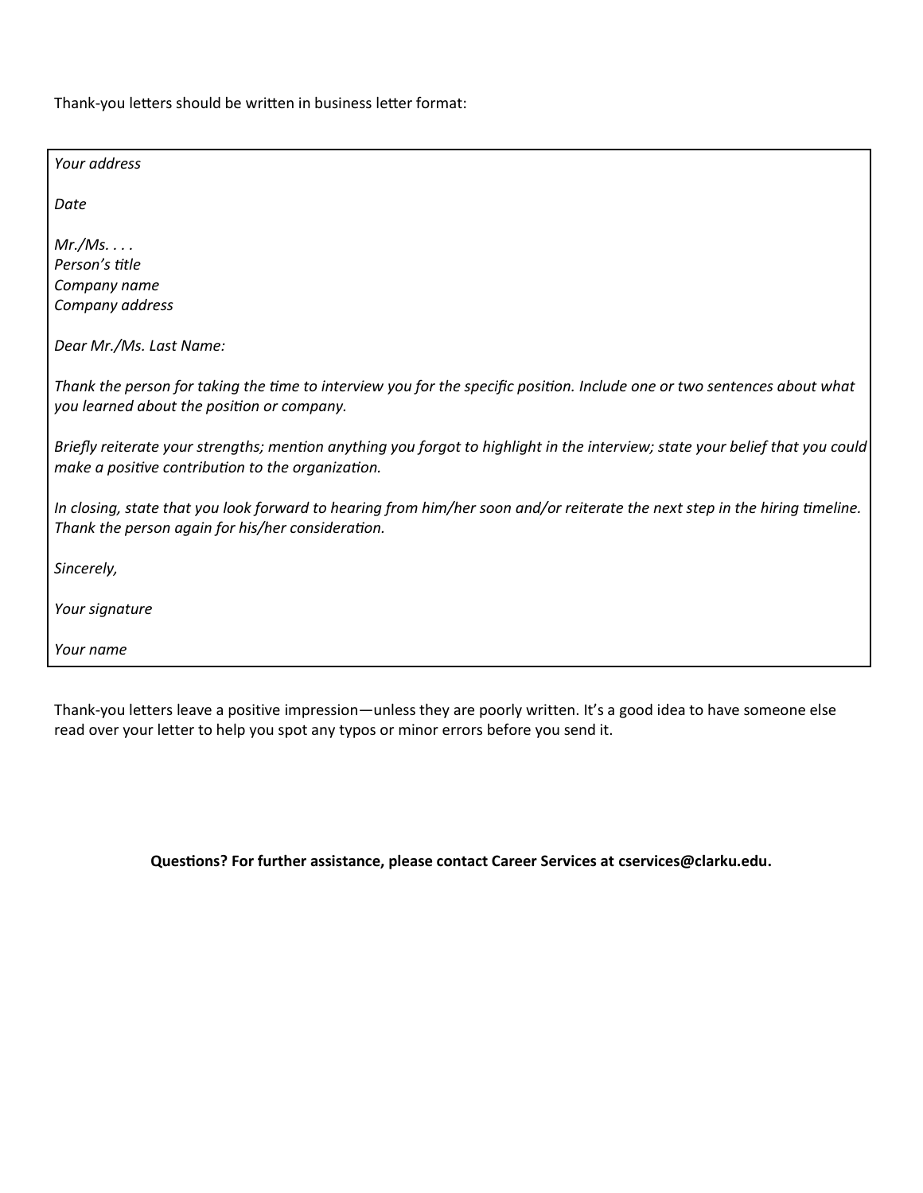Thank-you letters should be written in business letter format:

*Your address*

*Date*

*Mr./Ms. . . .*
*Person's title*
*Company name*
*Company address*

*Dear Mr./Ms. Last Name:*

*Thank the person for taking the time to interview you for the specific position. Include one or two sentences about what you learned about the position or company.*

*Briefly reiterate your strengths; mention anything you forgot to highlight in the interview; state your belief that you could make a positive contribution to the organization.*

*In closing, state that you look forward to hearing from him/her soon and/or reiterate the next step in the hiring timeline. Thank the person again for his/her consideration.*

*Sincerely,*

*Your signature*

*Your name*

Thank-you letters leave a positive impression—unless they are poorly written. It's a good idea to have someone else read over your letter to help you spot any typos or minor errors before you send it.

**Questions? For further assistance, please contact Career Services at cservices@clarku.edu.**